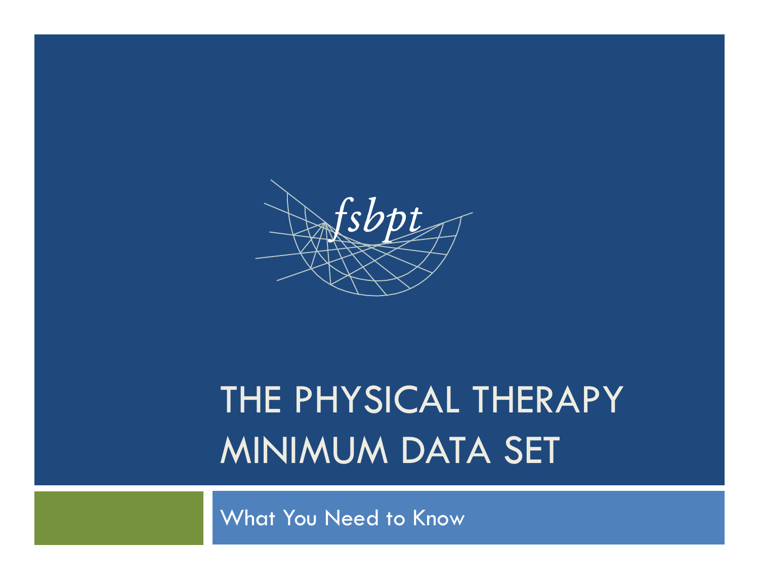fsbpt

# THE PHYSICAL THERAPY MINIMUM DATA SET

What You Need to Know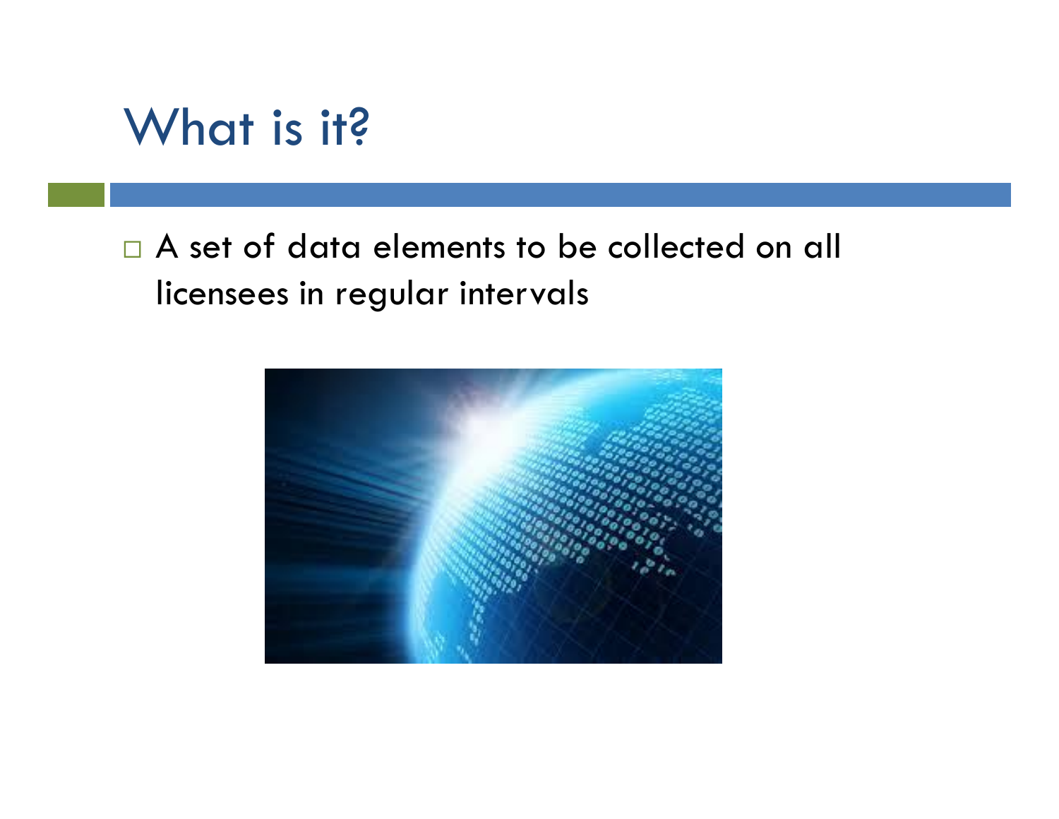# What is it?

- A set of data elements to be collected on all licensees in regular intervals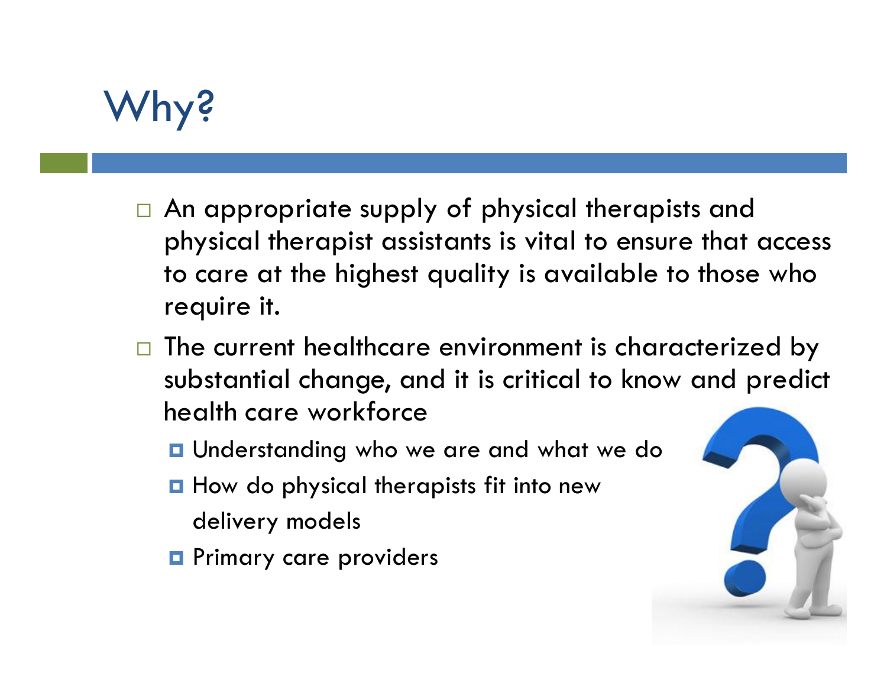# Why?

- An appropriate supply of physical therapists and physical therapist assistants is vital to ensure that access to care at the highest quality is available to those who require it.
- The current healthcare environment is characterized by substantial change, and it is critical to know and predict health care workforce
  - Understanding who we are and what we do
  - How do physical therapists fit into new delivery models
  - Primary care providers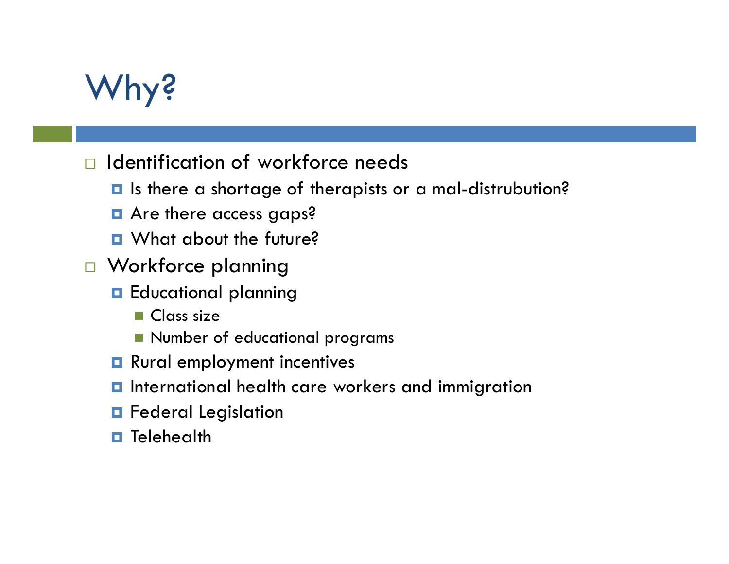# Why?

- Identification of workforce needs
  - Is there a shortage of therapists or a mal-distrubution?
  - Are there access gaps?
  - What about the future?
- Workforce planning
  - Educational planning
    - Class size
    - Number of educational programs
  - Rural employment incentives
  - International health care workers and immigration
  - Federal Legislation
  - Telehealth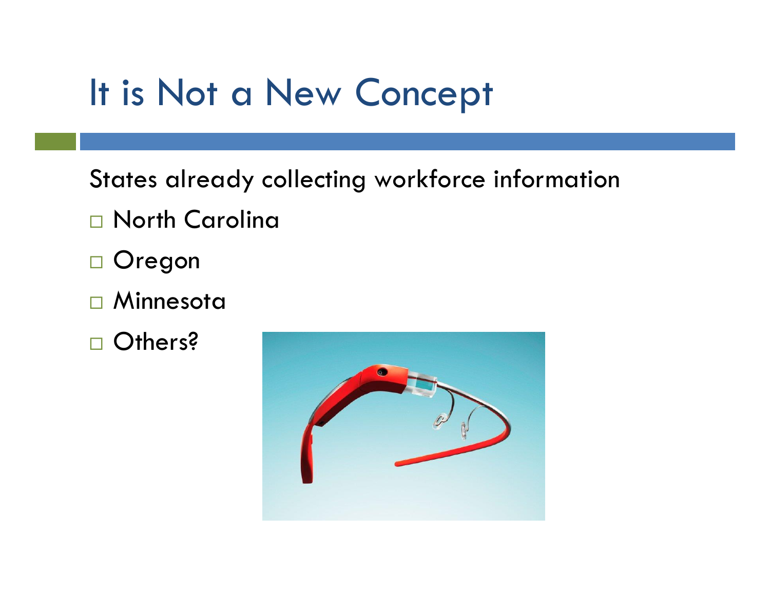# It is Not a New Concept

States already collecting workforce information

- North Carolina
- Oregon
- Minnesota
- Others?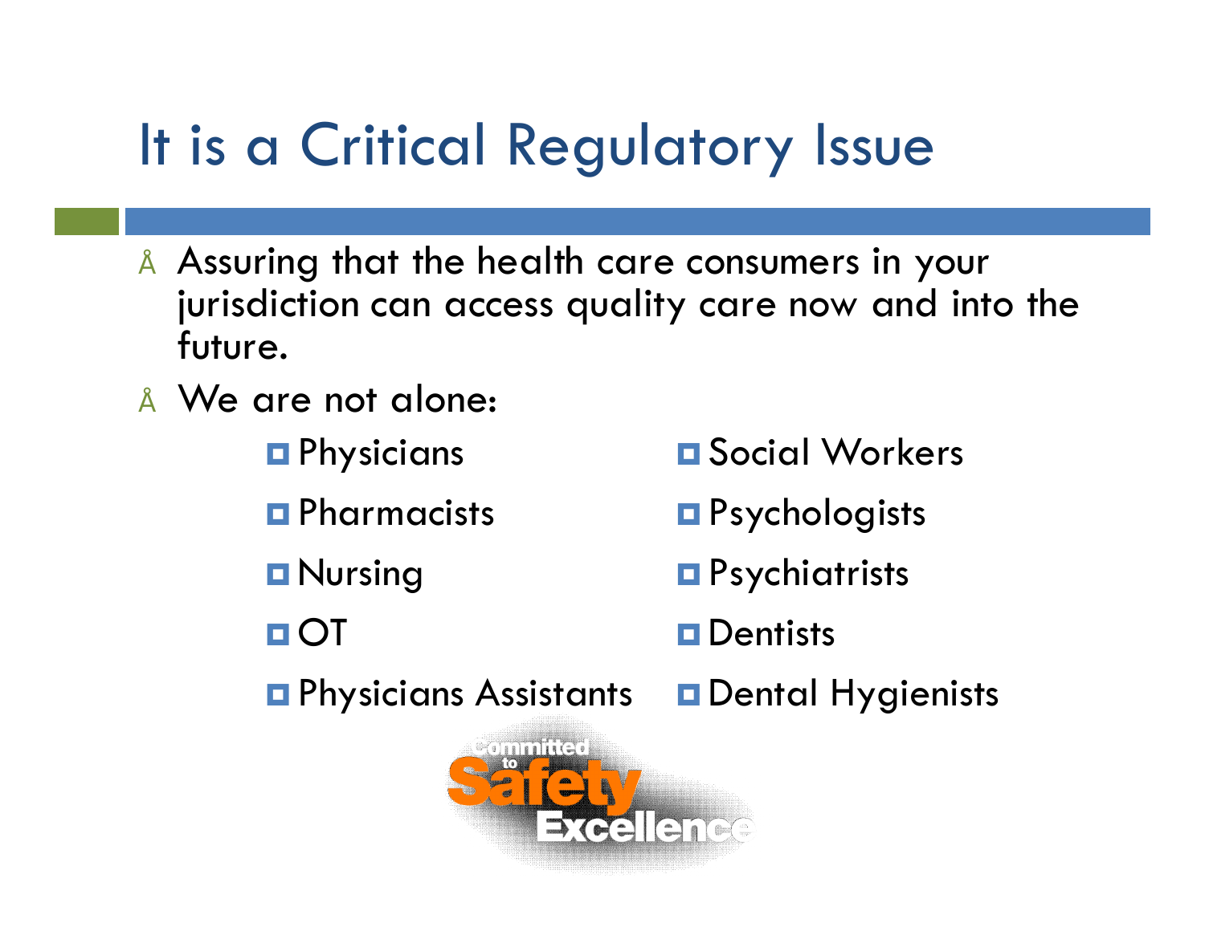# It is a Critical Regulatory Issue

- Assuring that the health care consumers in your jurisdiction can access quality care now and into the future.
- We are not alone:
  - Physicians
  - Pharmacists
  - Nursing
  - OT
  - Physicians Assistants
  - Social Workers
  - Psychologists
  - Psychiatrists
  - Dentists
  - Dental Hygienists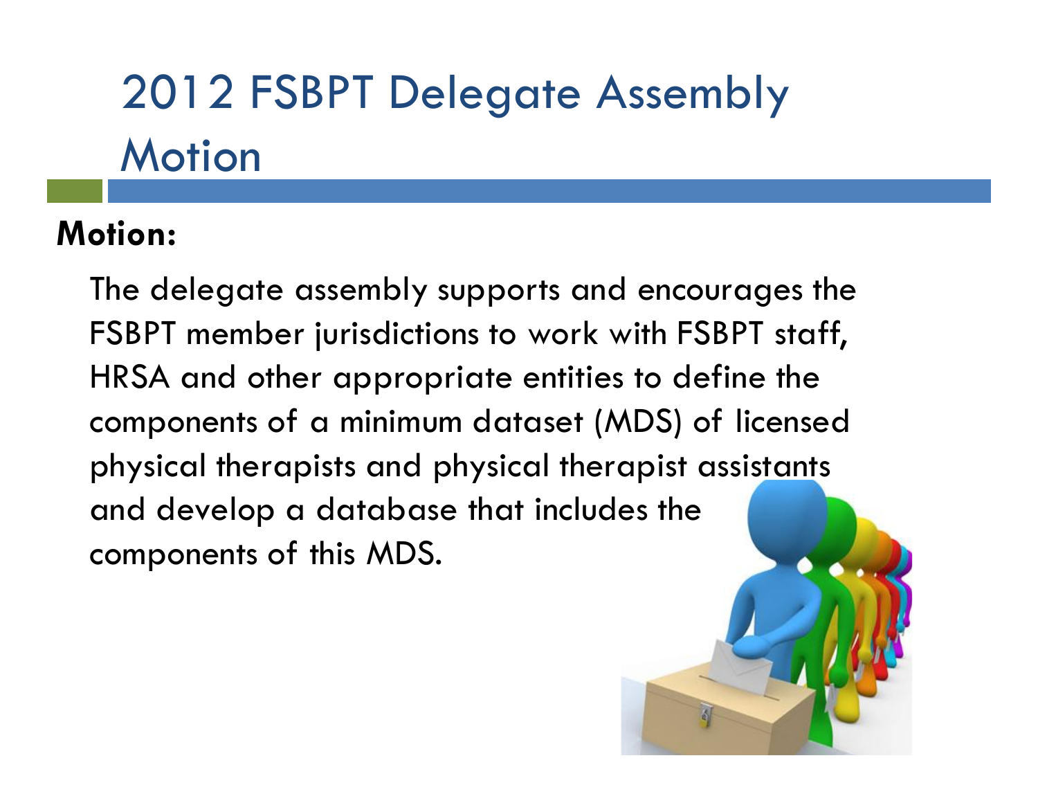# 2012 FSBPT Delegate Assembly Motion

**Motion:**

The delegate assembly supports and encourages the FSBPT member jurisdictions to work with FSBPT staff, HRSA and other appropriate entities to define the components of a minimum dataset (MDS) of licensed physical therapists and physical therapist assistants and develop a database that includes the components of this MDS.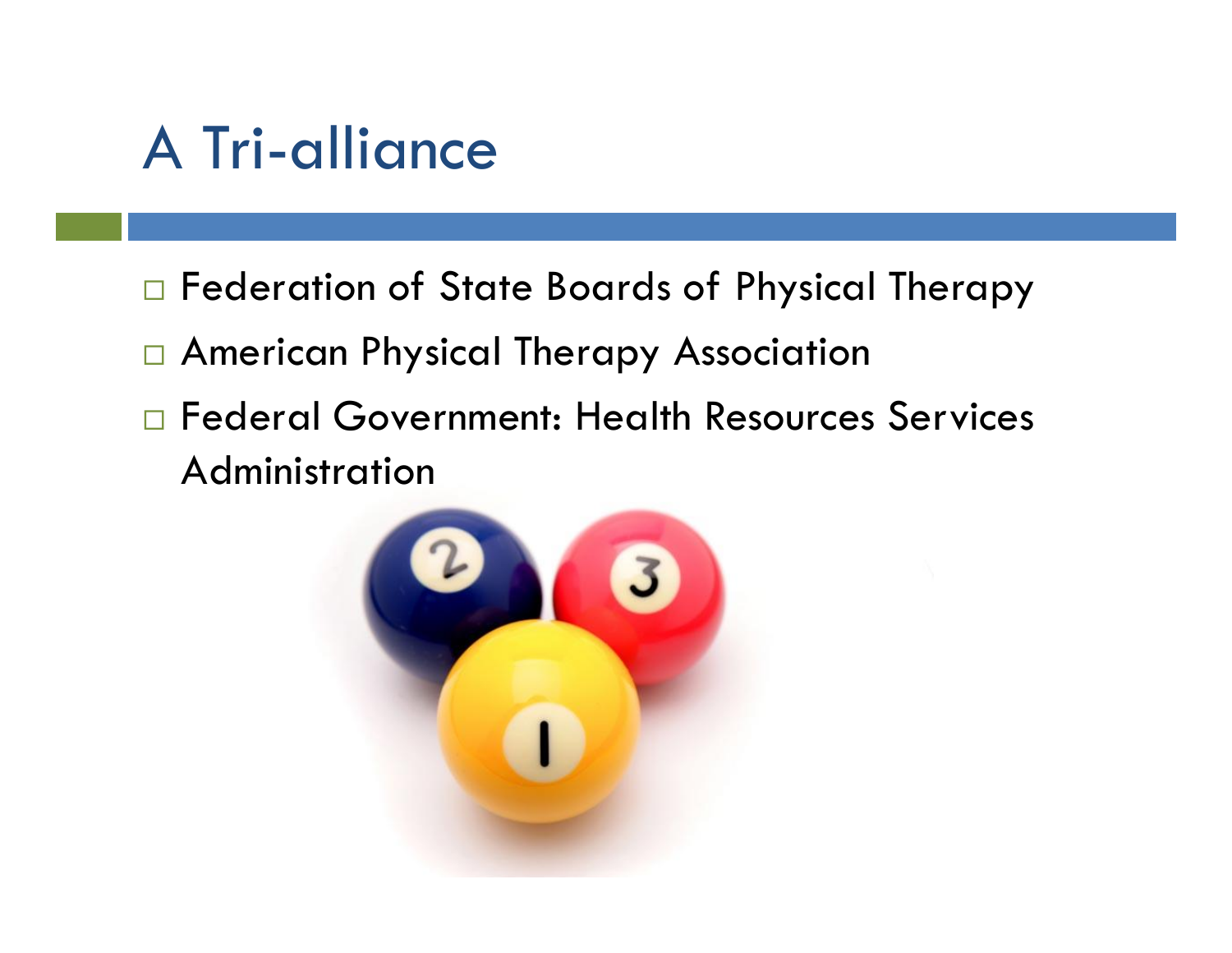# A Tri-alliance

- Federation of State Boards of Physical Therapy
- American Physical Therapy Association
- Federal Government: Health Resources Services Administration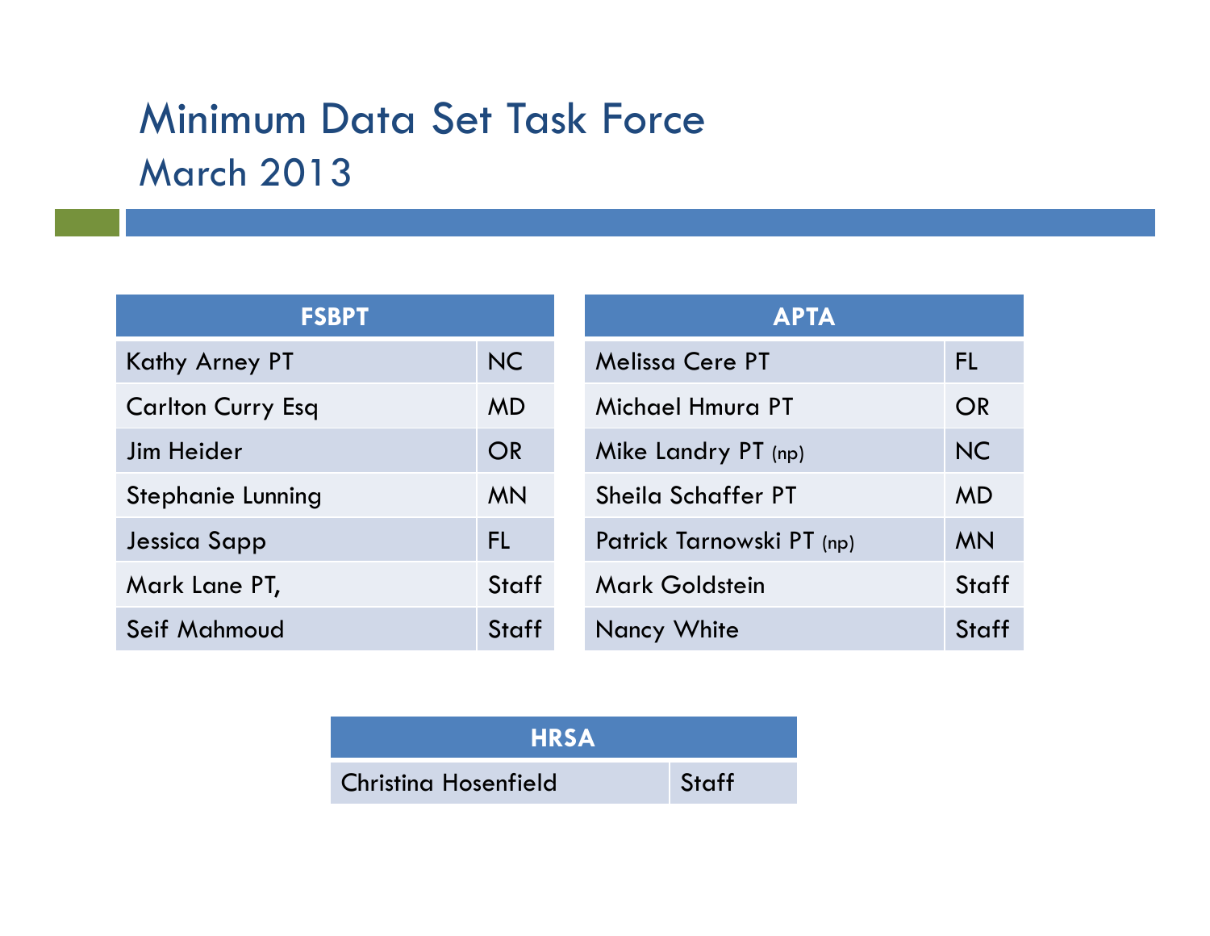# Minimum Data Set Task Force

## March 2013

| FSBPT | |
|---|---|
| Kathy Arney PT | NC |
| Carlton Curry Esq | MD |
| Jim Heider | OR |
| Stephanie Lunning | MN |
| Jessica Sapp | FL |
| Mark Lane PT, | Staff |
| Seif Mahmoud | Staff |

| APTA | |
|---|---|
| Melissa Cere PT | FL |
| Michael Hmura PT | OR |
| Mike Landry PT (np) | NC |
| Sheila Schaffer PT | MD |
| Patrick Tarnowski PT (np) | MN |
| Mark Goldstein | Staff |
| Nancy White | Staff |

| HRSA | |
|---|---|
| Christina Hosenfield | Staff |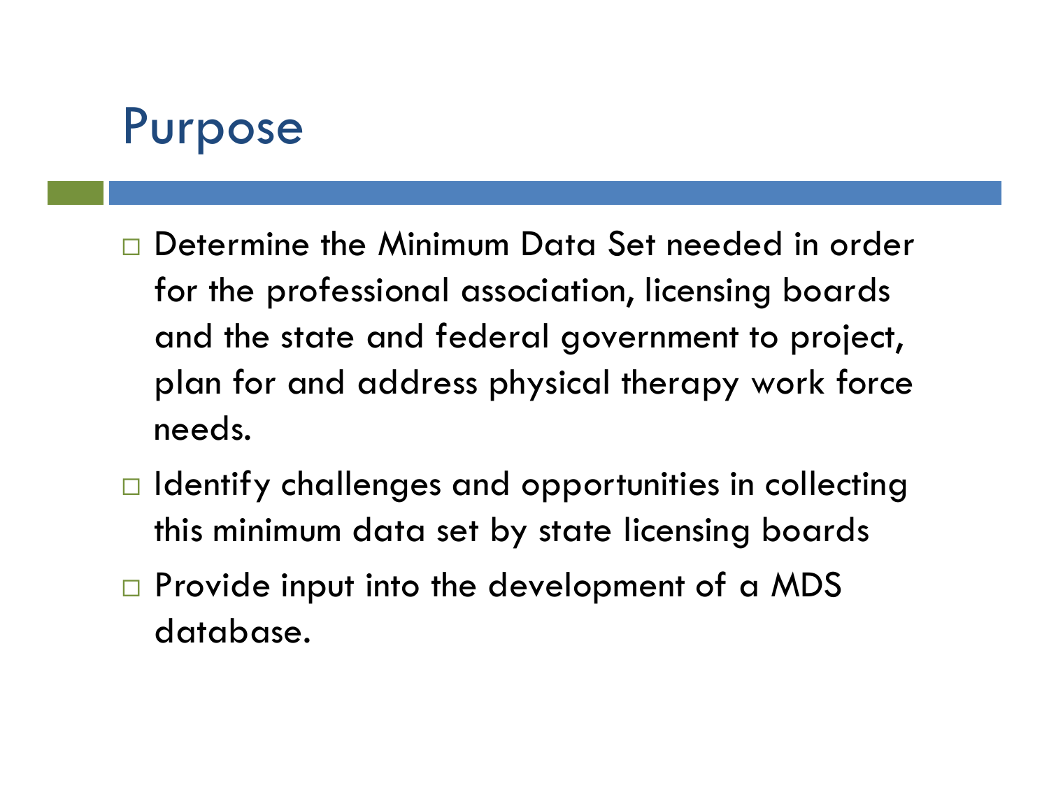# Purpose

- Determine the Minimum Data Set needed in order for the professional association, licensing boards and the state and federal government to project, plan for and address physical therapy work force needs.
- Identify challenges and opportunities in collecting this minimum data set by state licensing boards
- Provide input into the development of a MDS database.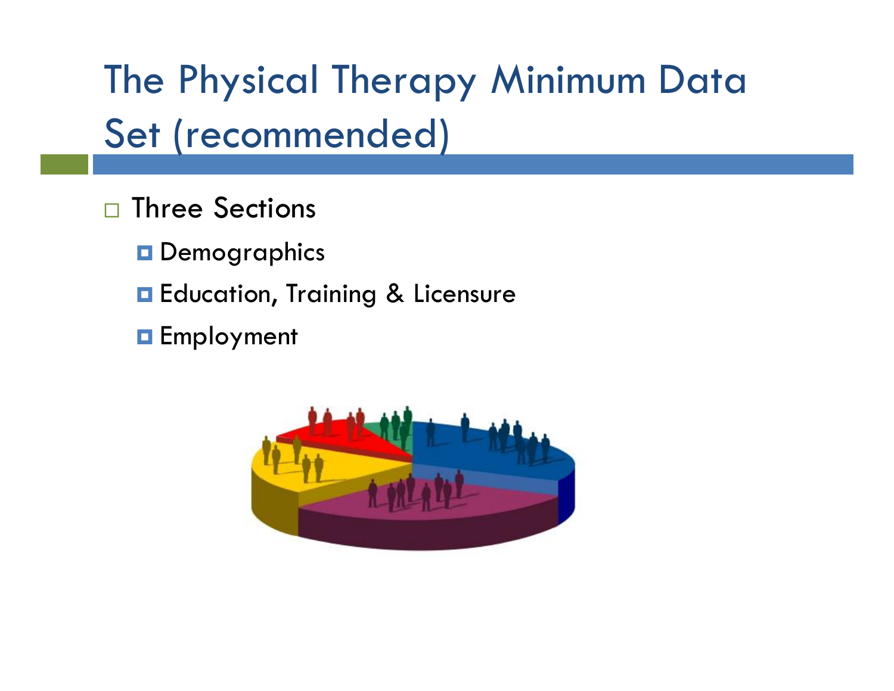# The Physical Therapy Minimum Data Set (recommended)

- Three Sections
  - Demographics
  - Education, Training & Licensure
  - Employment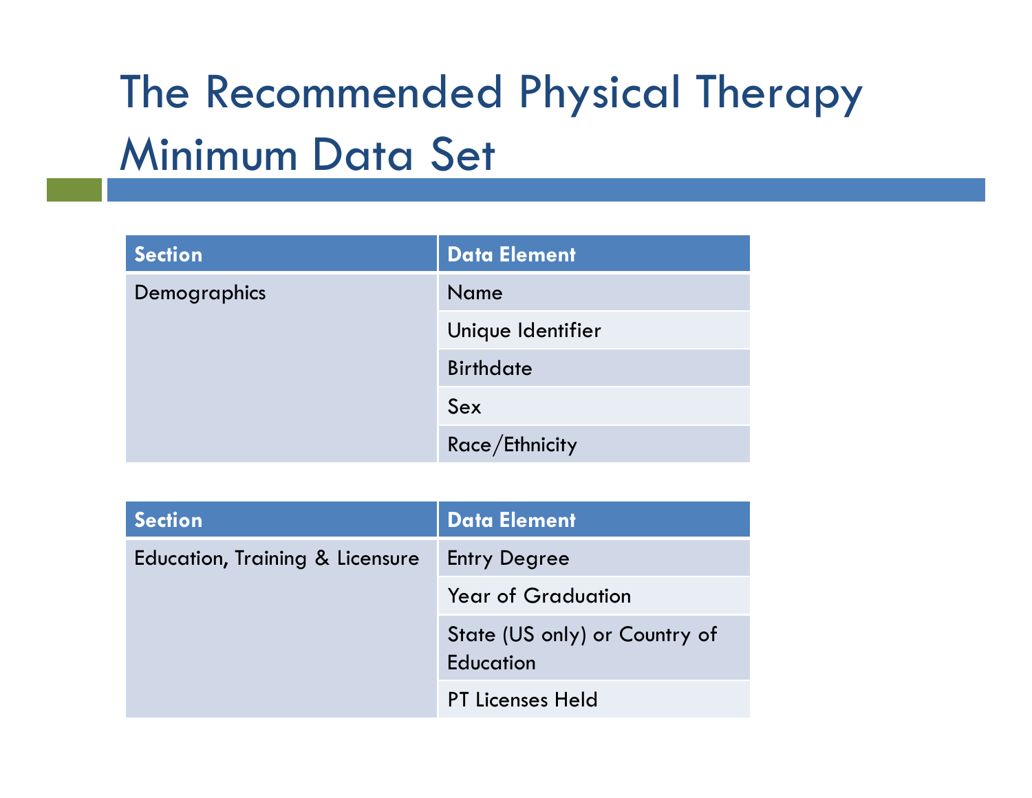# The Recommended Physical Therapy Minimum Data Set

| Section | Data Element |
| --- | --- |
| Demographics | Name |
| | Unique Identifier |
| | Birthdate |
| | Sex |
| | Race/Ethnicity |

| Section | Data Element |
| --- | --- |
| Education, Training & Licensure | Entry Degree |
| | Year of Graduation |
| | State (US only) or Country of Education |
| | PT Licenses Held |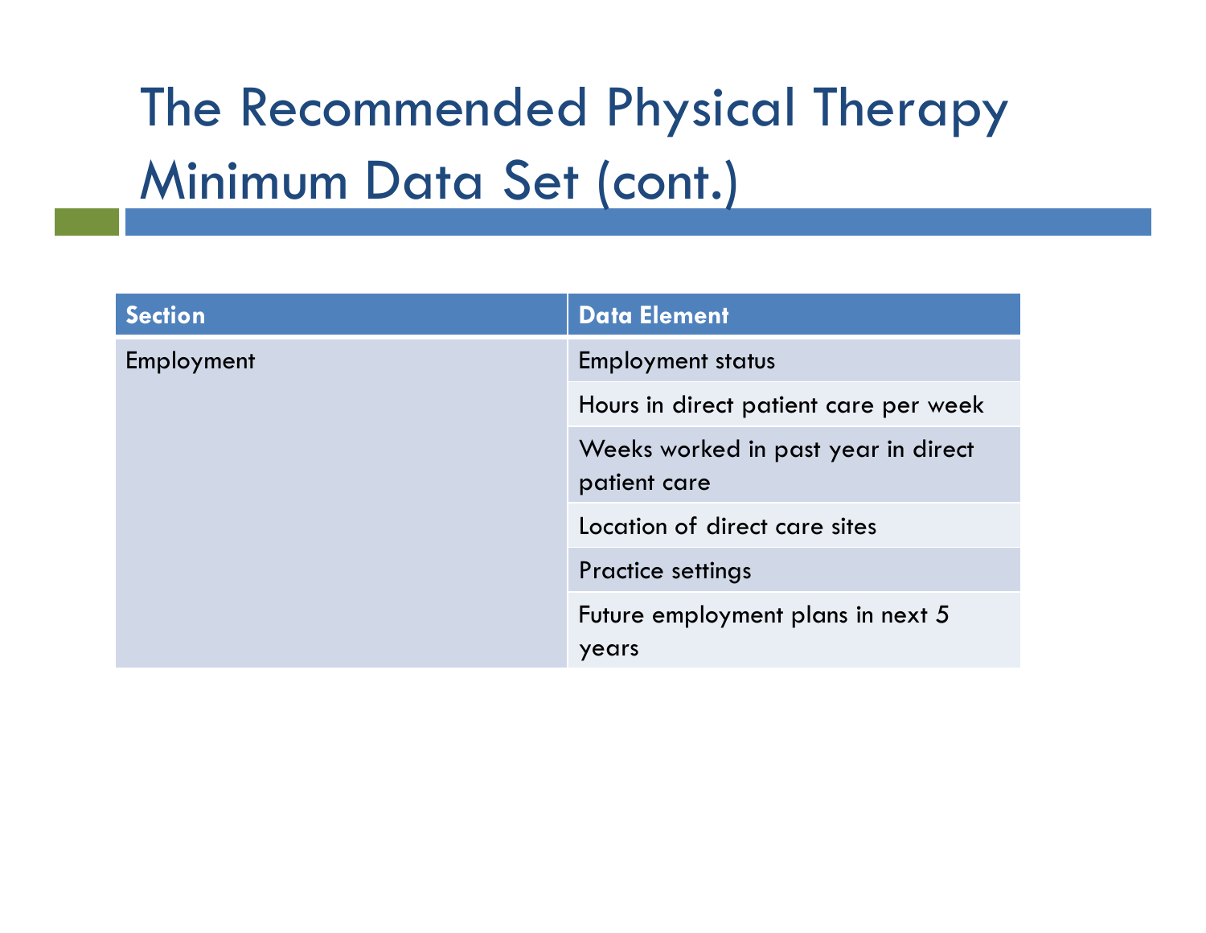# The Recommended Physical Therapy Minimum Data Set (cont.)

| Section | Data Element |
|---|---|
| Employment | Employment status |
| | Hours in direct patient care per week |
| | Weeks worked in past year in direct patient care |
| | Location of direct care sites |
| | Practice settings |
| | Future employment plans in next 5 years |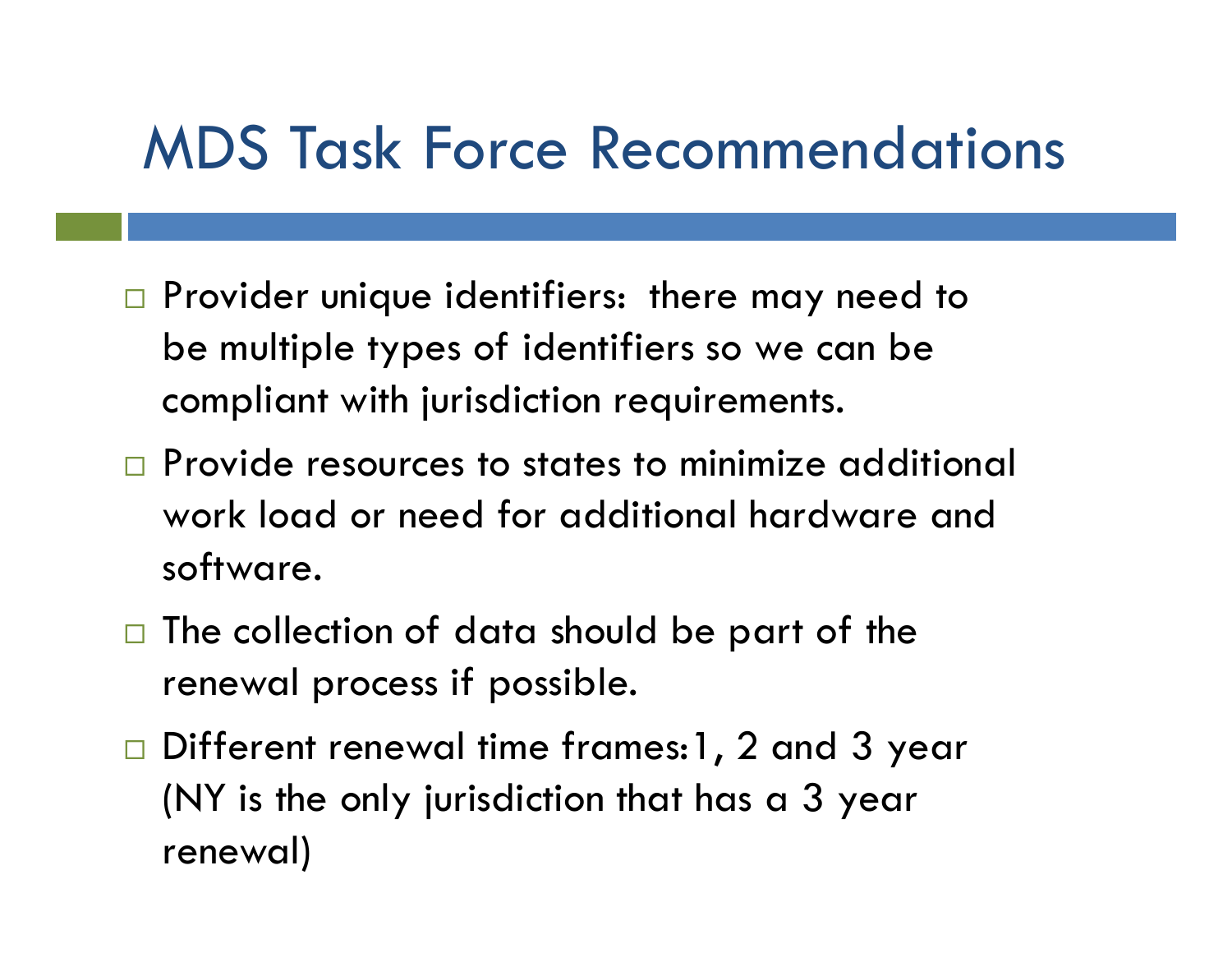# MDS Task Force Recommendations

- Provider unique identifiers: there may need to be multiple types of identifiers so we can be compliant with jurisdiction requirements.
- Provide resources to states to minimize additional work load or need for additional hardware and software.
- The collection of data should be part of the renewal process if possible.
- Different renewal time frames:1, 2 and 3 year (NY is the only jurisdiction that has a 3 year renewal)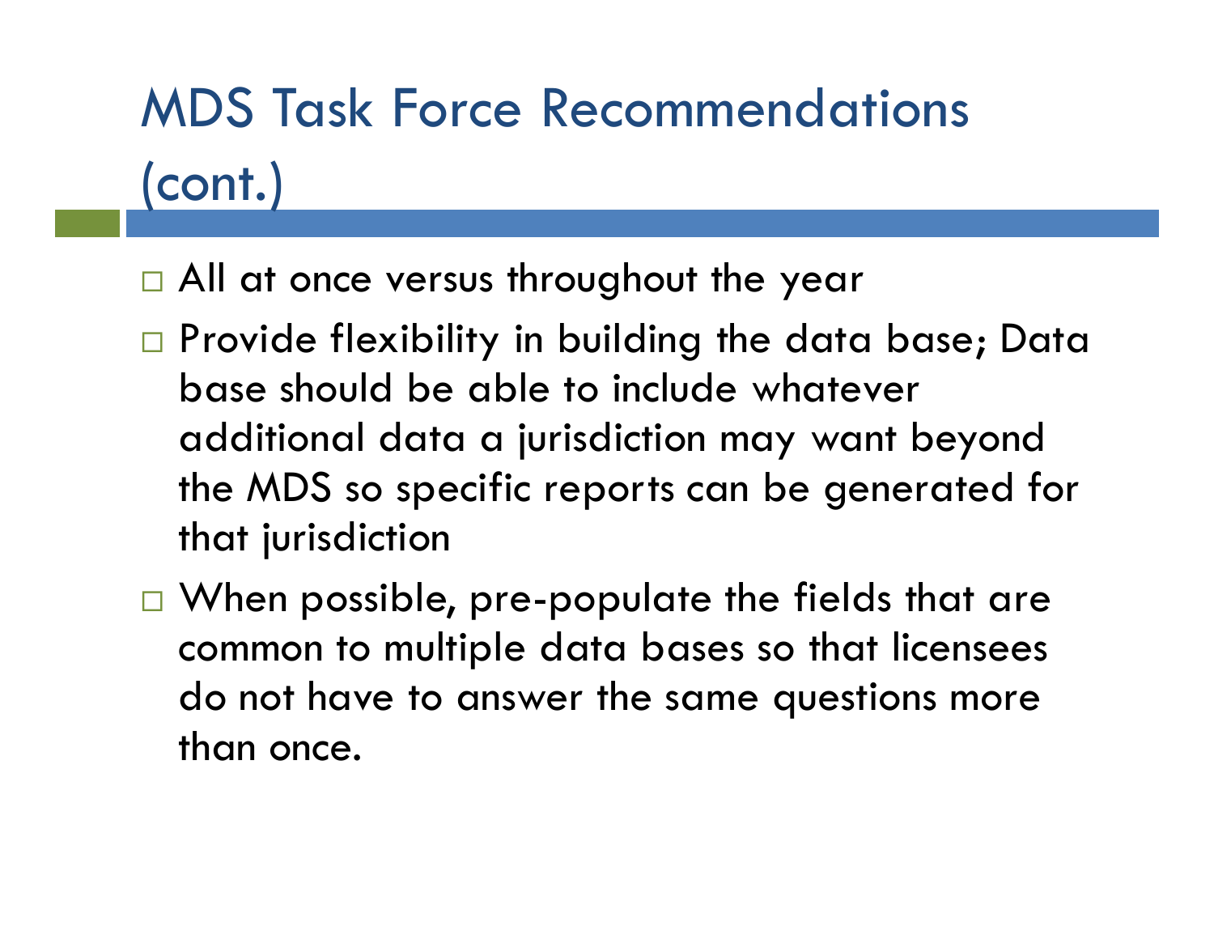# MDS Task Force Recommendations (cont.)

- All at once versus throughout the year
- Provide flexibility in building the data base; Data base should be able to include whatever additional data a jurisdiction may want beyond the MDS so specific reports can be generated for that jurisdiction
- When possible, pre-populate the fields that are common to multiple data bases so that licensees do not have to answer the same questions more than once.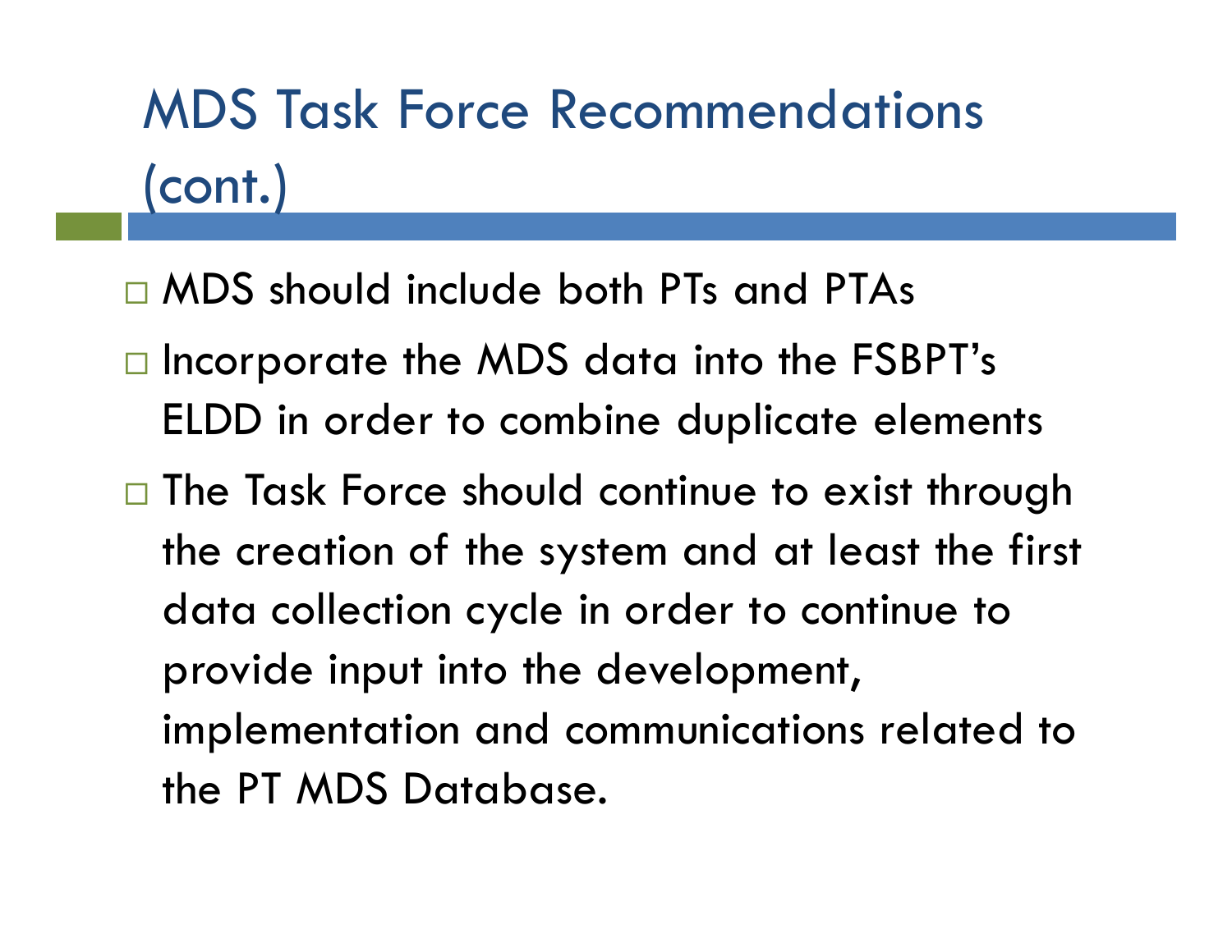# MDS Task Force Recommendations (cont.)

- MDS should include both PTs and PTAs
- Incorporate the MDS data into the FSBPT's ELDD in order to combine duplicate elements
- The Task Force should continue to exist through the creation of the system and at least the first data collection cycle in order to continue to provide input into the development, implementation and communications related to the PT MDS Database.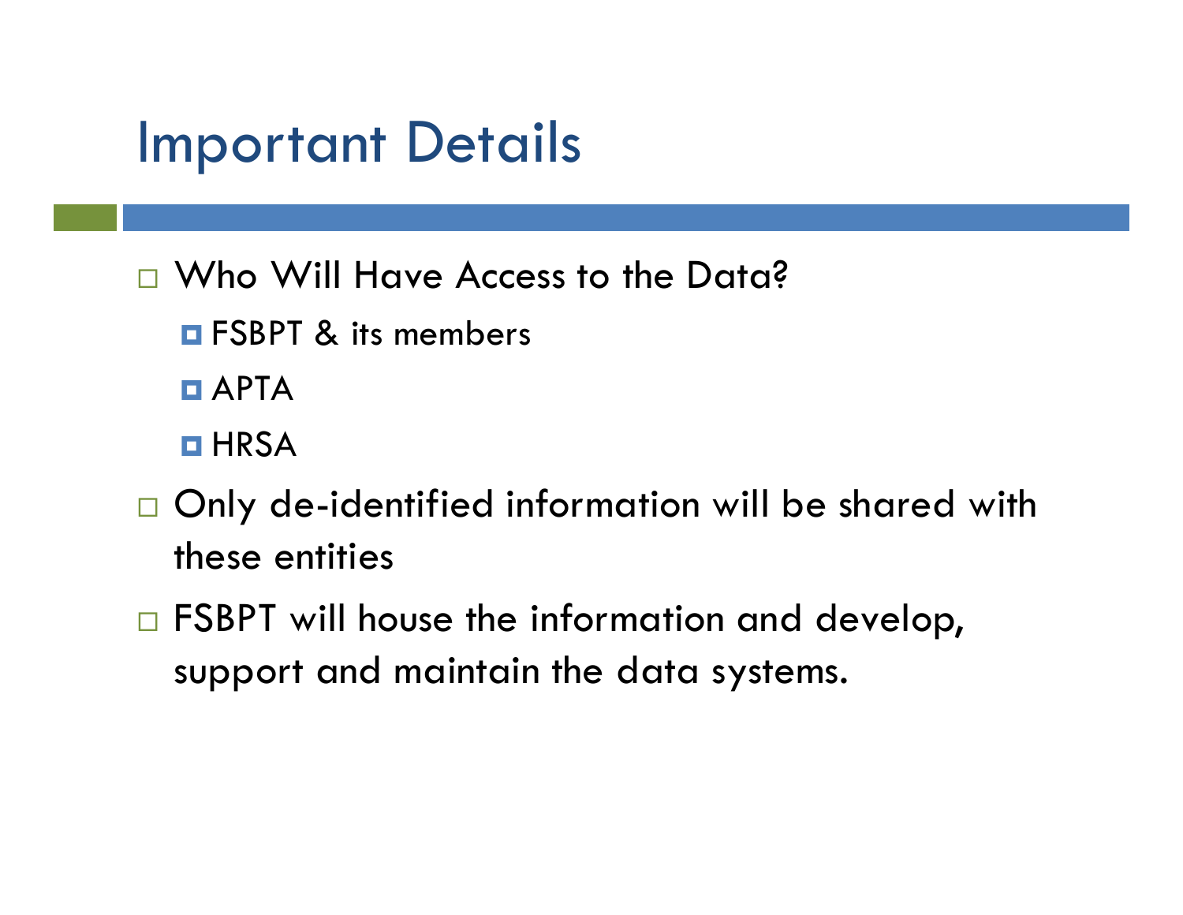# Important Details

- Who Will Have Access to the Data?
  - FSBPT & its members
  - APTA
  - HRSA
- Only de-identified information will be shared with these entities
- FSBPT will house the information and develop, support and maintain the data systems.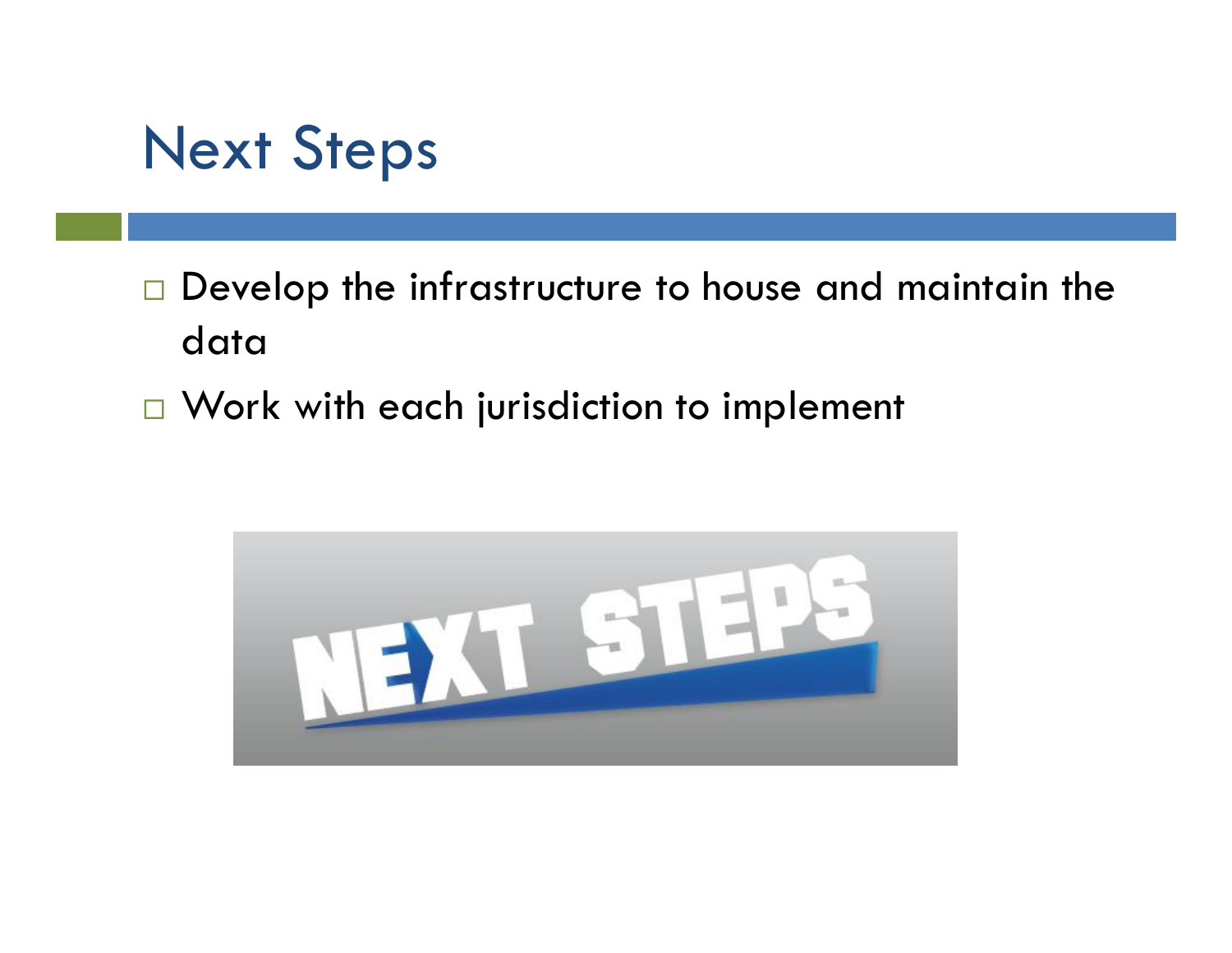# Next Steps

- Develop the infrastructure to house and maintain the data
- Work with each jurisdiction to implement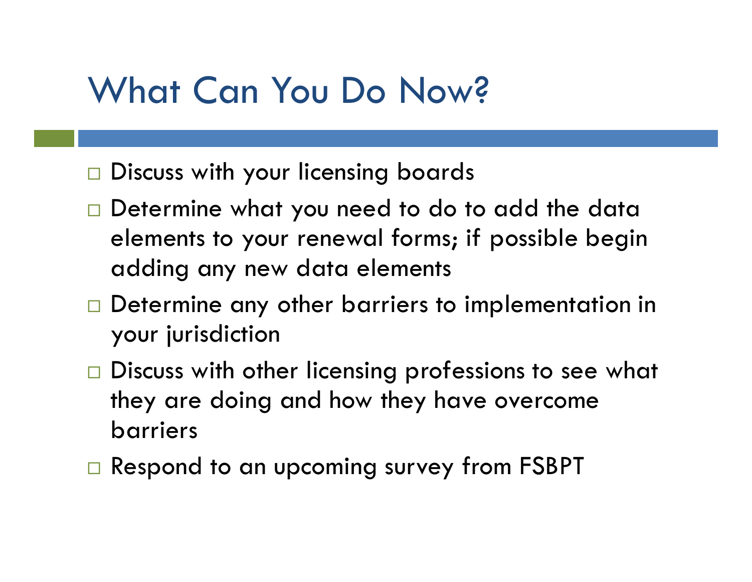# What Can You Do Now?

- Discuss with your licensing boards
- Determine what you need to do to add the data elements to your renewal forms; if possible begin adding any new data elements
- Determine any other barriers to implementation in your jurisdiction
- Discuss with other licensing professions to see what they are doing and how they have overcome barriers
- Respond to an upcoming survey from FSBPT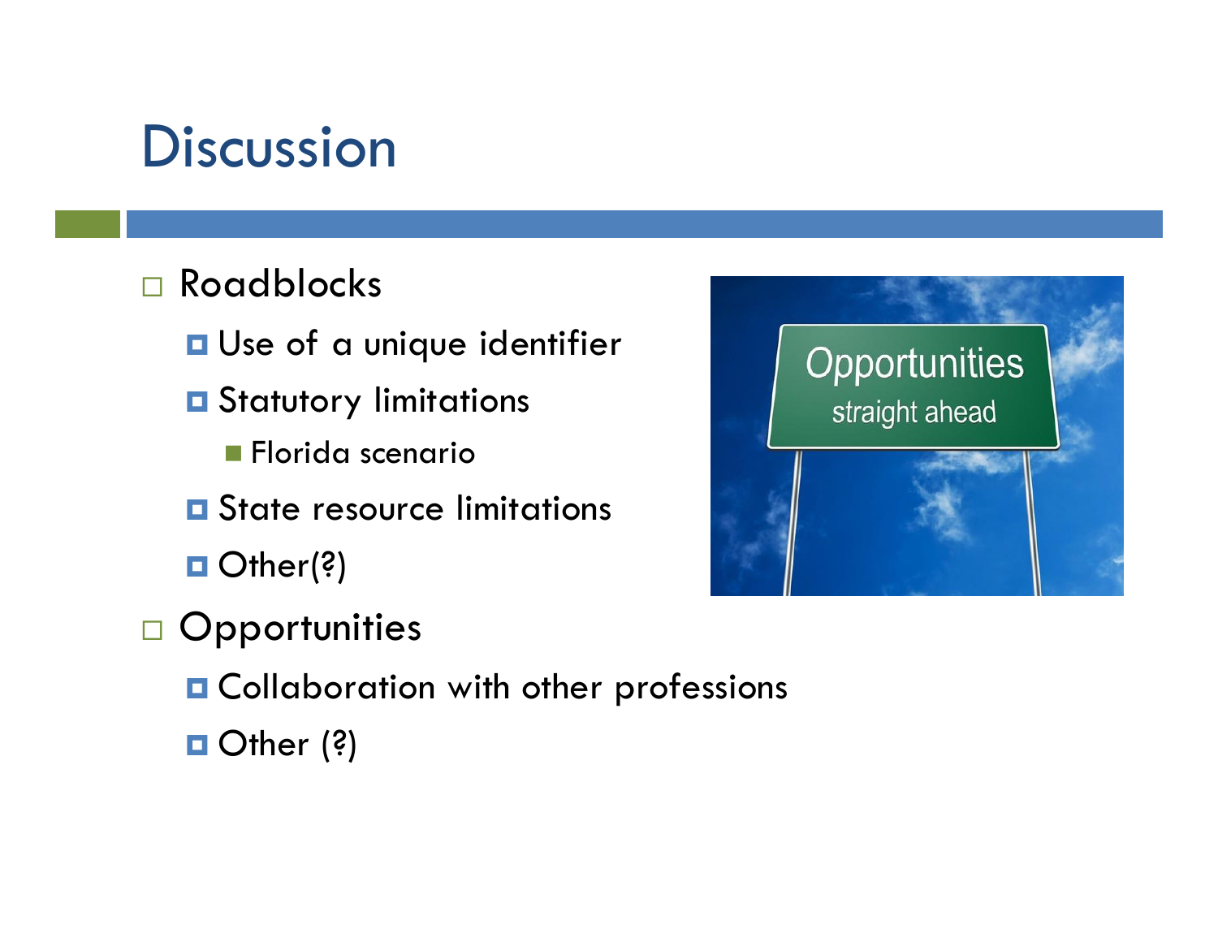# Discussion

- Roadblocks
  - Use of a unique identifier
  - Statutory limitations
    - Florida scenario
  - State resource limitations
  - Other(?)
- Opportunities
  - Collaboration with other professions
  - Other (?)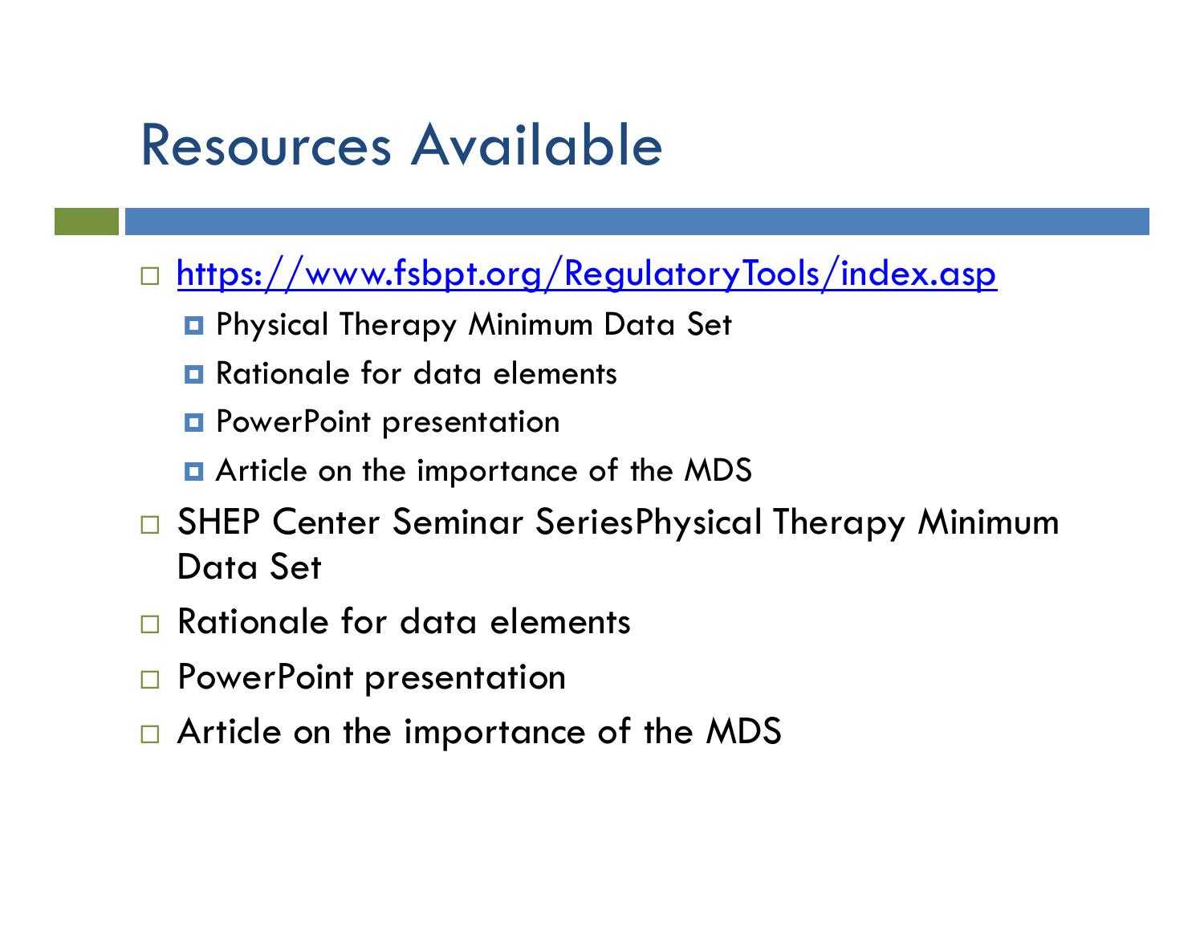# Resources Available

- [https://www.fsbpt.org/RegulatoryTools/index.asp](https://www.fsbpt.org/RegulatoryTools/index.asp)
  - Physical Therapy Minimum Data Set
  - Rationale for data elements
  - PowerPoint presentation
  - Article on the importance of the MDS
- SHEP Center Seminar SeriesPhysical Therapy Minimum Data Set
- Rationale for data elements
- PowerPoint presentation
- Article on the importance of the MDS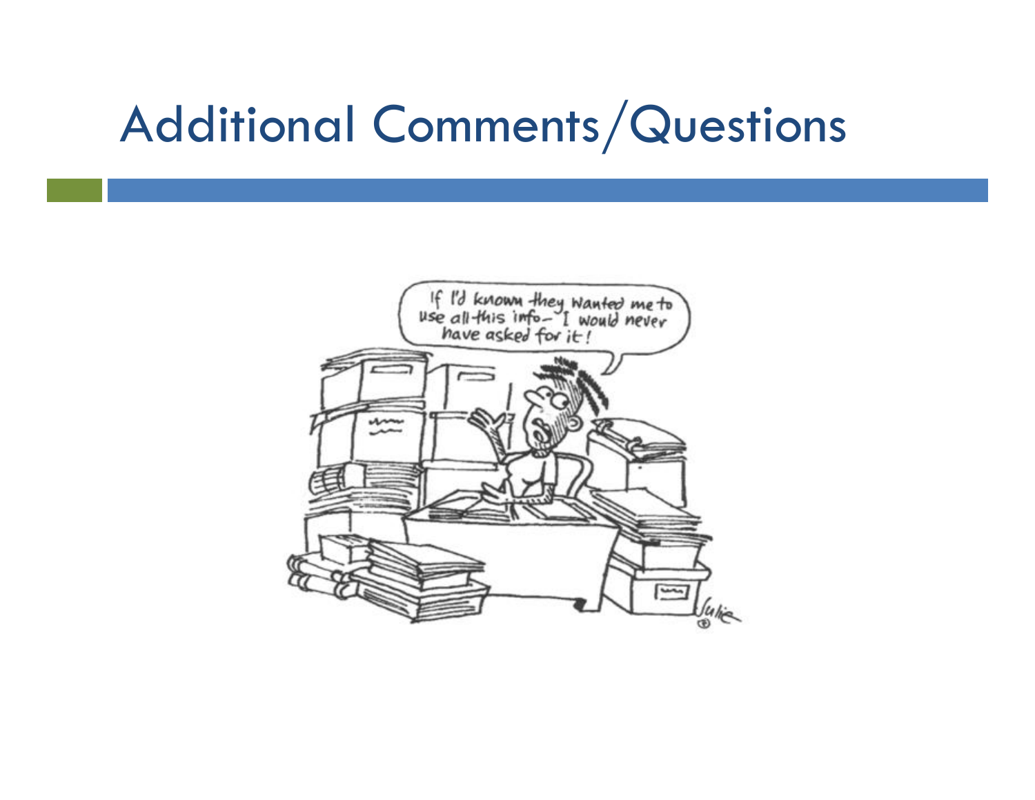# Additional Comments/Questions